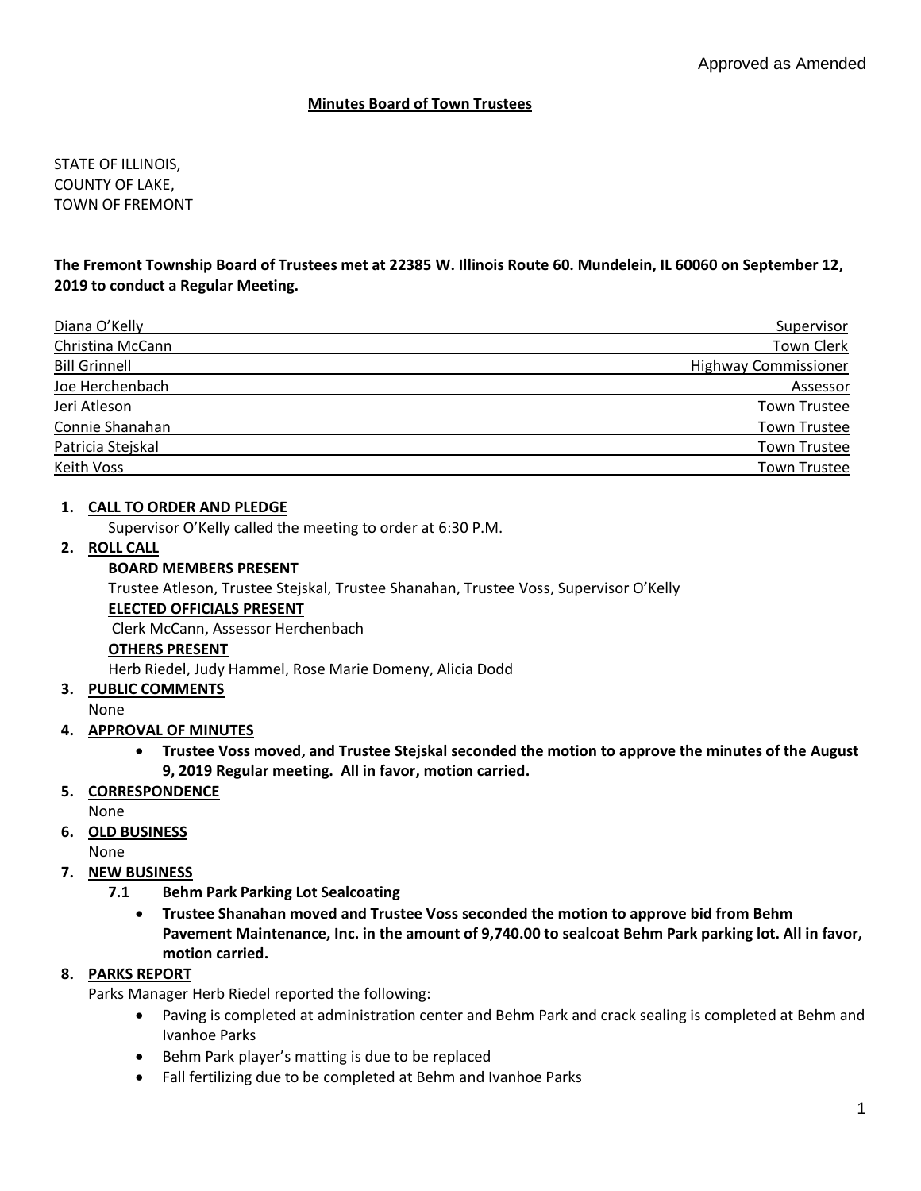Approved as Amended

# Minutes Board of Town Trustees

STATE OF ILLINOIS,
COUNTY OF LAKE,
TOWN OF FREMONT

**The Fremont Township Board of Trustees met at 22385 W. Illinois Route 60. Mundelein, IL 60060 on September 12, 2019 to conduct a Regular Meeting.**

| Name | Title |
|---|---|
| Diana O'Kelly | Supervisor |
| Christina McCann | Town Clerk |
| Bill Grinnell | Highway Commissioner |
| Joe Herchenbach | Assessor |
| Jeri Atleson | Town Trustee |
| Connie Shanahan | Town Trustee |
| Patricia Stejskal | Town Trustee |
| Keith Voss | Town Trustee |

1. **CALL TO ORDER AND PLEDGE**

   Supervisor O'Kelly called the meeting to order at 6:30 P.M.

2. **ROLL CALL**

   **BOARD MEMBERS PRESENT**

   Trustee Atleson, Trustee Stejskal, Trustee Shanahan, Trustee Voss, Supervisor O'Kelly

   **ELECTED OFFICIALS PRESENT**

   Clerk McCann, Assessor Herchenbach

   **OTHERS PRESENT**

   Herb Riedel, Judy Hammel, Rose Marie Domeny, Alicia Dodd

3. **PUBLIC COMMENTS**

   None

4. **APPROVAL OF MINUTES**

   - **Trustee Voss moved, and Trustee Stejskal seconded the motion to approve the minutes of the August 9, 2019 Regular meeting. All in favor, motion carried.**

5. **CORRESPONDENCE**

   None

6. **OLD BUSINESS**

   None

7. **NEW BUSINESS**

   **7.1 Behm Park Parking Lot Sealcoating**

   - **Trustee Shanahan moved and Trustee Voss seconded the motion to approve bid from Behm Pavement Maintenance, Inc. in the amount of 9,740.00 to sealcoat Behm Park parking lot. All in favor, motion carried.**

8. **PARKS REPORT**

   Parks Manager Herb Riedel reported the following:

   - Paving is completed at administration center and Behm Park and crack sealing is completed at Behm and Ivanhoe Parks
   - Behm Park player's matting is due to be replaced
   - Fall fertilizing due to be completed at Behm and Ivanhoe Parks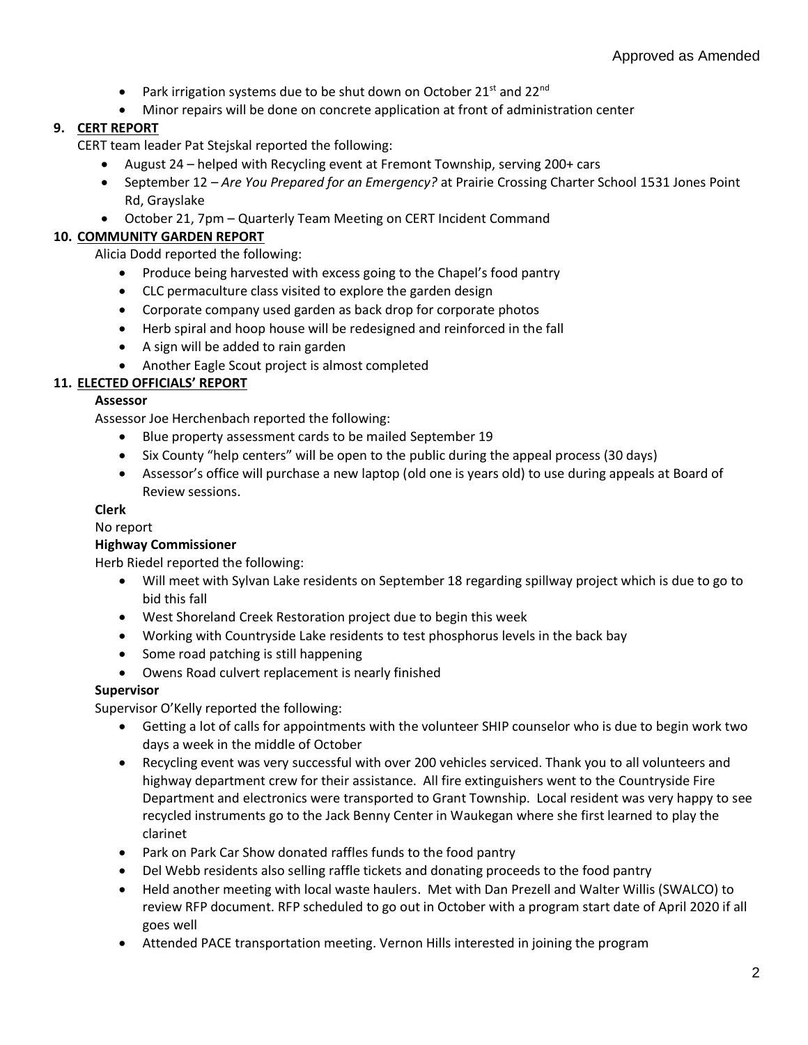Approved as Amended

- Park irrigation systems due to be shut down on October 21st and 22nd
- Minor repairs will be done on concrete application at front of administration center

**9. CERT REPORT**

CERT team leader Pat Stejskal reported the following:

- August 24 – helped with Recycling event at Fremont Township, serving 200+ cars
- September 12 – *Are You Prepared for an Emergency?* at Prairie Crossing Charter School 1531 Jones Point Rd, Grayslake
- October 21, 7pm – Quarterly Team Meeting on CERT Incident Command

**10. COMMUNITY GARDEN REPORT**

Alicia Dodd reported the following:

- Produce being harvested with excess going to the Chapel's food pantry
- CLC permaculture class visited to explore the garden design
- Corporate company used garden as back drop for corporate photos
- Herb spiral and hoop house will be redesigned and reinforced in the fall
- A sign will be added to rain garden
- Another Eagle Scout project is almost completed

**11. ELECTED OFFICIALS' REPORT**

**Assessor**

Assessor Joe Herchenbach reported the following:

- Blue property assessment cards to be mailed September 19
- Six County "help centers" will be open to the public during the appeal process (30 days)
- Assessor's office will purchase a new laptop (old one is years old) to use during appeals at Board of Review sessions.

**Clerk**

No report

**Highway Commissioner**

Herb Riedel reported the following:

- Will meet with Sylvan Lake residents on September 18 regarding spillway project which is due to go to bid this fall
- West Shoreland Creek Restoration project due to begin this week
- Working with Countryside Lake residents to test phosphorus levels in the back bay
- Some road patching is still happening
- Owens Road culvert replacement is nearly finished

**Supervisor**

Supervisor O'Kelly reported the following:

- Getting a lot of calls for appointments with the volunteer SHIP counselor who is due to begin work two days a week in the middle of October
- Recycling event was very successful with over 200 vehicles serviced. Thank you to all volunteers and highway department crew for their assistance. All fire extinguishers went to the Countryside Fire Department and electronics were transported to Grant Township. Local resident was very happy to see recycled instruments go to the Jack Benny Center in Waukegan where she first learned to play the clarinet
- Park on Park Car Show donated raffles funds to the food pantry
- Del Webb residents also selling raffle tickets and donating proceeds to the food pantry
- Held another meeting with local waste haulers. Met with Dan Prezell and Walter Willis (SWALCO) to review RFP document. RFP scheduled to go out in October with a program start date of April 2020 if all goes well
- Attended PACE transportation meeting. Vernon Hills interested in joining the program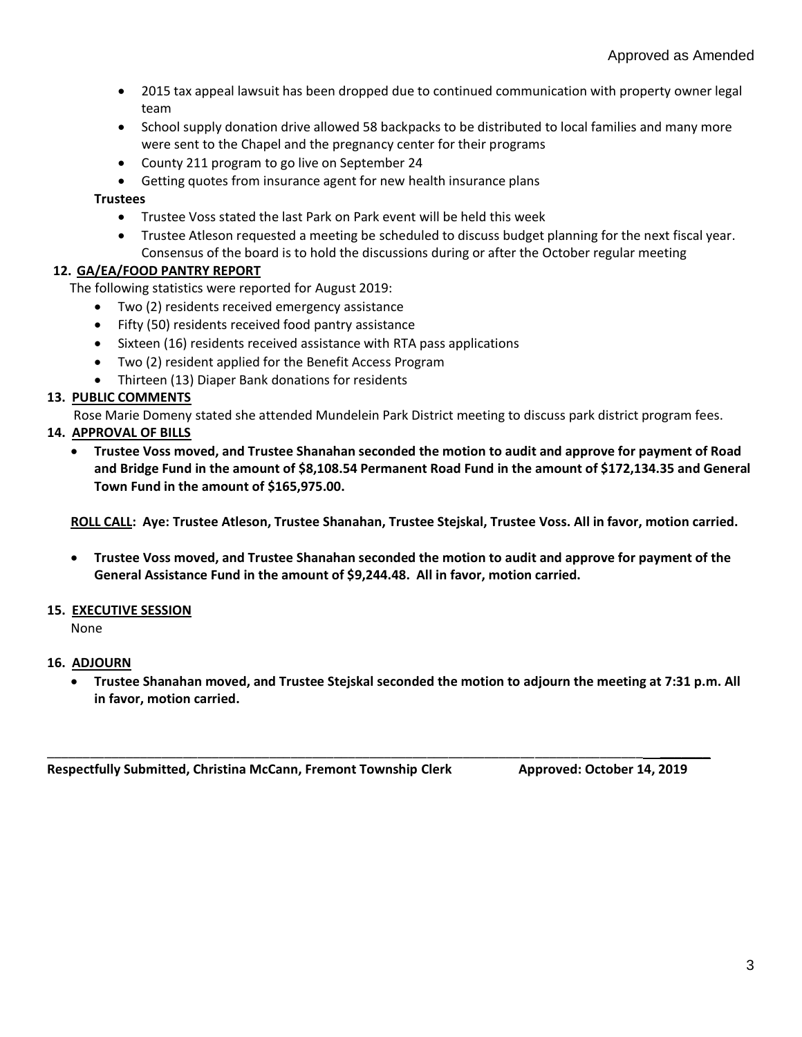Approved as Amended

- 2015 tax appeal lawsuit has been dropped due to continued communication with property owner legal team
- School supply donation drive allowed 58 backpacks to be distributed to local families and many more were sent to the Chapel and the pregnancy center for their programs
- County 211 program to go live on September 24
- Getting quotes from insurance agent for new health insurance plans

**Trustees**

- Trustee Voss stated the last Park on Park event will be held this week
- Trustee Atleson requested a meeting be scheduled to discuss budget planning for the next fiscal year. Consensus of the board is to hold the discussions during or after the October regular meeting

**12. GA/EA/FOOD PANTRY REPORT**

The following statistics were reported for August 2019:

- Two (2) residents received emergency assistance
- Fifty (50) residents received food pantry assistance
- Sixteen (16) residents received assistance with RTA pass applications
- Two (2) resident applied for the Benefit Access Program
- Thirteen (13) Diaper Bank donations for residents

**13. PUBLIC COMMENTS**

Rose Marie Domeny stated she attended Mundelein Park District meeting to discuss park district program fees.

**14. APPROVAL OF BILLS**

- **Trustee Voss moved, and Trustee Shanahan seconded the motion to audit and approve for payment of Road and Bridge Fund in the amount of $8,108.54 Permanent Road Fund in the amount of $172,134.35 and General Town Fund in the amount of $165,975.00.**

**ROLL CALL: Aye: Trustee Atleson, Trustee Shanahan, Trustee Stejskal, Trustee Voss. All in favor, motion carried.**

- **Trustee Voss moved, and Trustee Shanahan seconded the motion to audit and approve for payment of the General Assistance Fund in the amount of $9,244.48. All in favor, motion carried.**

**15. EXECUTIVE SESSION**

None

**16. ADJOURN**

- **Trustee Shanahan moved, and Trustee Stejskal seconded the motion to adjourn the meeting at 7:31 p.m. All in favor, motion carried.**

**Respectfully Submitted, Christina McCann, Fremont Township Clerk    Approved: October 14, 2019**